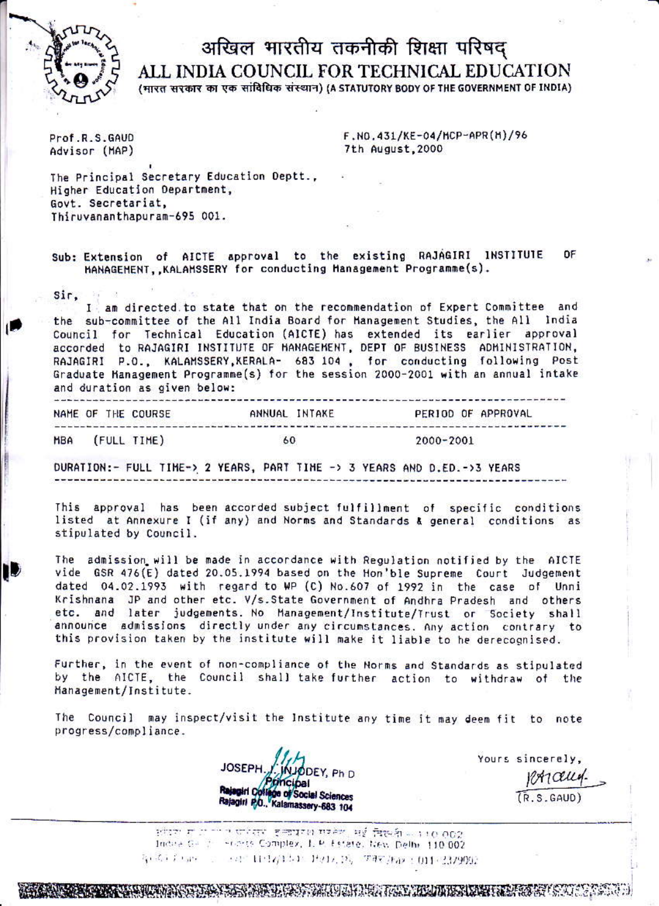# अखिल भारतीय तकनीकी शिक्षा परिषद्
# ALL INDIA COUNCIL FOR TECHNICAL EDUCATION

(भारत सरकार का एक सांविधिक संस्थान) (A STATUTORY BODY OF THE GOVERNMENT OF INDIA)

Prof.R.S.GAUD
Advisor (MAP)

F.NO.431/KE-04/MCP-APR(M)/96
7th August,2000

The Principal Secretary Education Deptt.,
Higher Education Department,
Govt. Secretariat,
Thiruvananthapuram-695 001.

Sub: Extension of AICTE approval to the existing RAJAGIRI INSTITUTE OF MANAGEMENT,,KALAMSSERY for conducting Management Programme(s).

Sir,

I am directed to state that on the recommendation of Expert Committee and the sub-committee of the All India Board for Management Studies, the All India Council for Technical Education (AICTE) has extended its earlier approval accorded to RAJAGIRI INSTITUTE OF MANAGEMENT, DEPT OF BUSINESS ADMINISTRATION, RAJAGIRI P.O., KALAMSSERY,KERALA- 683 104 , for conducting following Post Graduate Management Programme(s) for the session 2000-2001 with an annual intake and duration as given below:

| NAME OF THE COURSE | ANNUAL INTAKE | PERIOD OF APPROVAL |
|---|---|---|
| MBA (FULL TIME) | 60 | 2000-2001 |

DURATION:- FULL TIME-> 2 YEARS, PART TIME -> 3 YEARS AND D.ED.->3 YEARS

This approval has been accorded subject fulfillment of specific conditions listed at Annexure I (if any) and Norms and Standards & general conditions as stipulated by Council.

The admission will be made in accordance with Regulation notified by the AICTE vide GSR 476(E) dated 20.05.1994 based on the Hon'ble Supreme Court Judgement dated 04.02.1993 with regard to WP (C) No.607 of 1992 in the case of Unni Krishnana JP and other etc. V/s.State Government of Andhra Pradesh and others etc. and later judgements. No Management/Institute/Trust or Society shall announce admissions directly under any circumstances. Any action contrary to this provision taken by the institute will make it liable to he derecognised.

Further, in the event of non-compliance of the Norms and Standards as stipulated by the AICTE, the Council shall take further action to withdraw of the Management/Institute.

The Council may inspect/visit the Institute any time it may deem fit to note progress/compliance.

JOSEPH I. INJODEY, Ph D
Principal
Rajagiri College of Social Sciences
Rajagiri P.O., Kalamassery-683 104

Yours sincerely,

(R.S.GAUD)

Indira Gandhi Sports Complex, I. P. Estate, New Delhi 110 002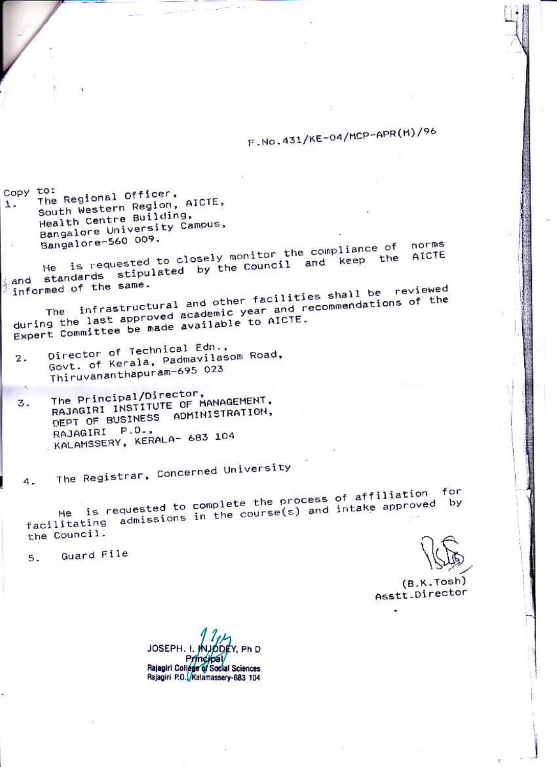F.No.431/KE-04/MCP-APR(M)/96

Copy to:

1. The Regional Officer,
   South Western Region, AICTE,
   Health Centre Building,
   Bangalore University Campus,
   Bangalore-560 009.

   He is requested to closely monitor the compliance of norms and standards stipulated by the Council and keep the AICTE informed of the same.

   The infrastructural and other facilities shall be reviewed during the last approved academic year and recommendations of the Expert Committee be made available to AICTE.

2. Director of Technical Edn.,
   Govt. of Kerala, Padmavilasom Road,
   Thiruvananthapuram-695 023

3. The Principal/Director,
   RAJAGIRI INSTITUTE OF MANAGEMENT,
   DEPT OF BUSINESS ADMINISTRATION,
   RAJAGIRI P.O.,
   KALAMSSERY, KERALA- 683 104

4. The Registrar, Concerned University

   He is requested to complete the process of affiliation for facilitating admissions in the course(s) and intake approved by the Council.

5. Guard File

(B.K.Tosh)
Asstt.Director

JOSEPH. I. INJODEY, Ph D
Principal
Rajagiri College of Social Sciences
Rajagiri P.O. Kalamassery-683 104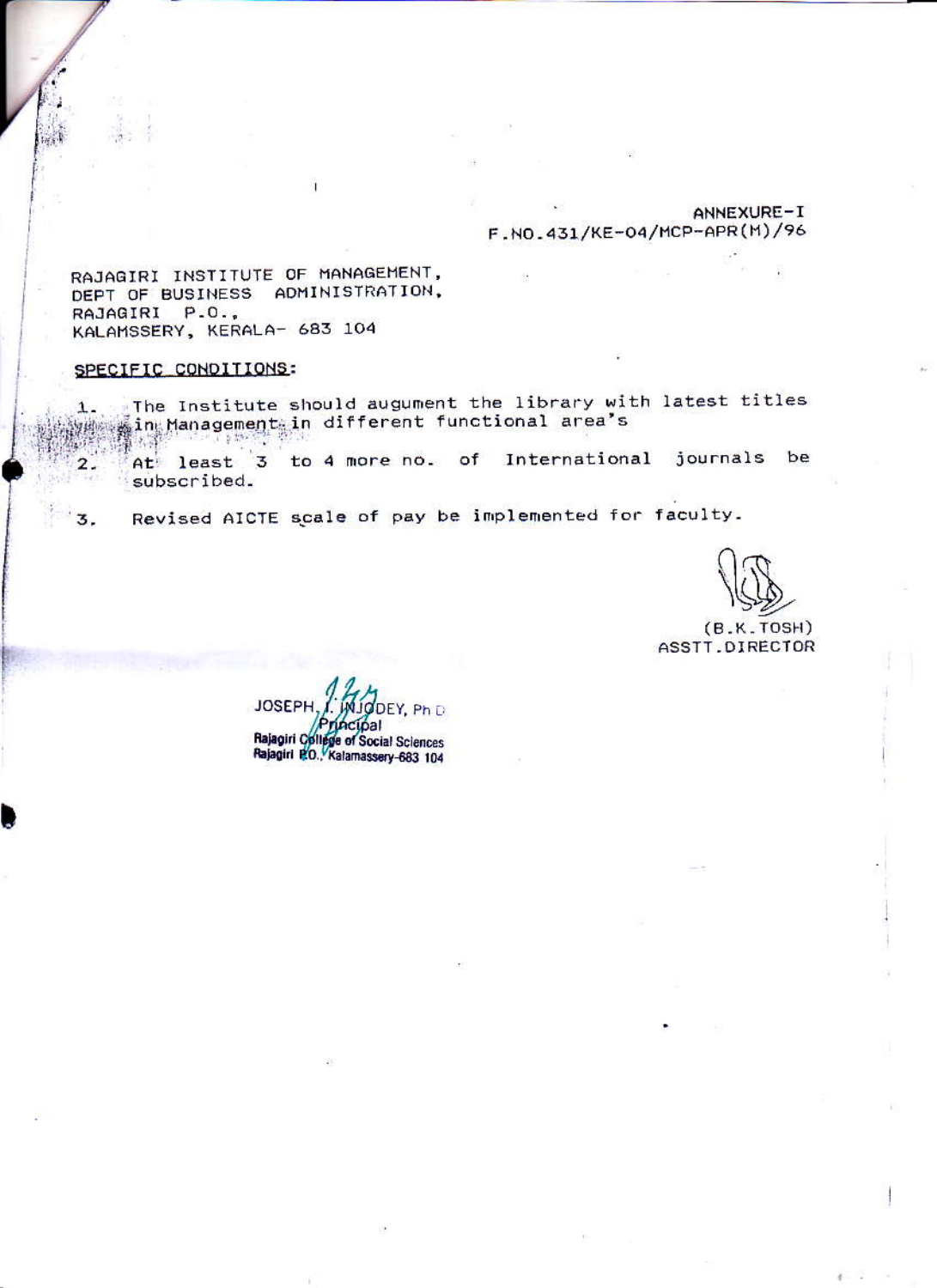ANNEXURE-I
F.NO.431/KE-04/MCP-APR(M)/96

RAJAGIRI INSTITUTE OF MANAGEMENT,
DEPT OF BUSINESS ADMINISTRATION,
RAJAGIRI P.O.,
KALAMSSERY, KERALA- 683 104

**SPECIFIC CONDITIONS:**

1. The Institute should augument the library with latest titles in Management in different functional area's
2. At least 3 to 4 more no. of International journals be subscribed.
3. Revised AICTE scale of pay be implemented for faculty.

(B.K.TOSH)
ASSTT.DIRECTOR

JOSEPH I. INJODEY, Ph D
Principal
Rajagiri College of Social Sciences
Rajagiri P.O., Kalamassery-683 104